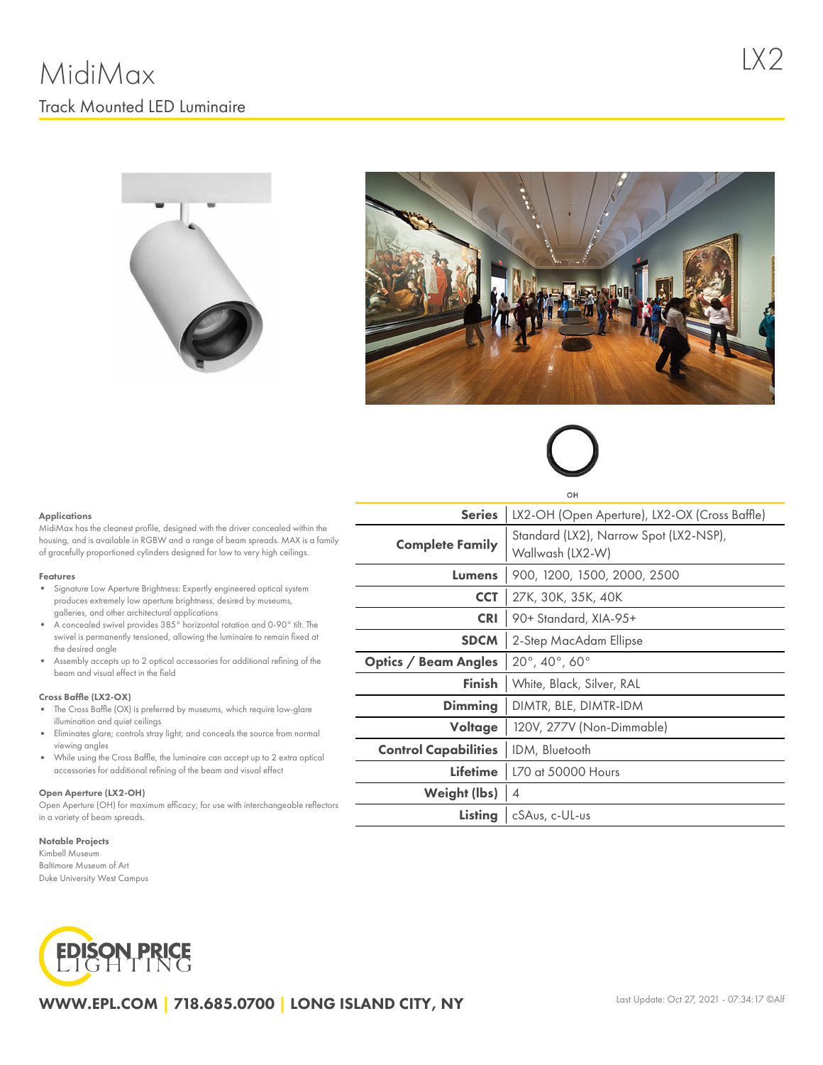# MidiMax

LX2

## Track Mounted LED Luminaire

OH

### Applications

MidiMax has the cleanest profile, designed with the driver concealed within the housing, and is available in RGBW and a range of beam spreads. MAX is a family of gracefully proportioned cylinders designed for low to very high ceilings.

### Features

- Signature Low Aperture Brightness: Expertly engineered optical system produces extremely low aperture brightness, desired by museums, galleries, and other architectural applications
- A concealed swivel provides 385° horizontal rotation and 0-90° tilt. The swivel is permanently tensioned, allowing the luminaire to remain fixed at the desired angle
- Assembly accepts up to 2 optical accessories for additional refining of the beam and visual effect in the field

### Cross Baffle (LX2-OX)

- The Cross Baffle (OX) is preferred by museums, which require low-glare illumination and quiet ceilings
- Eliminates glare; controls stray light; and conceals the source from normal viewing angles
- While using the Cross Baffle, the luminaire can accept up to 2 extra optical accessories for additional refining of the beam and visual effect

### Open Aperture (LX2-OH)

Open Aperture (OH) for maximum efficacy; for use with interchangeable reflectors in a variety of beam spreads.

### Notable Projects

Kimbell Museum
Baltimore Museum of Art
Duke University West Campus

| | |
|---|---|
| **Series** | LX2-OH (Open Aperture), LX2-OX (Cross Baffle) |
| **Complete Family** | Standard (LX2), Narrow Spot (LX2-NSP), Wallwash (LX2-W) |
| **Lumens** | 900, 1200, 1500, 2000, 2500 |
| **CCT** | 27K, 30K, 35K, 40K |
| **CRI** | 90+ Standard, XIA-95+ |
| **SDCM** | 2-Step MacAdam Ellipse |
| **Optics / Beam Angles** | 20°, 40°, 60° |
| **Finish** | White, Black, Silver, RAL |
| **Dimming** | DIMTR, BLE, DIMTR-IDM |
| **Voltage** | 120V, 277V (Non-Dimmable) |
| **Control Capabilities** | IDM, Bluetooth |
| **Lifetime** | L70 at 50000 Hours |
| **Weight (lbs)** | 4 |
| **Listing** | cSAus, c-UL-us |

EDISON PRICE LIGHTING

**WWW.EPL.COM | 718.685.0700 | LONG ISLAND CITY, NY**

Last Update: Oct 27, 2021 - 07:34:17 ©Alf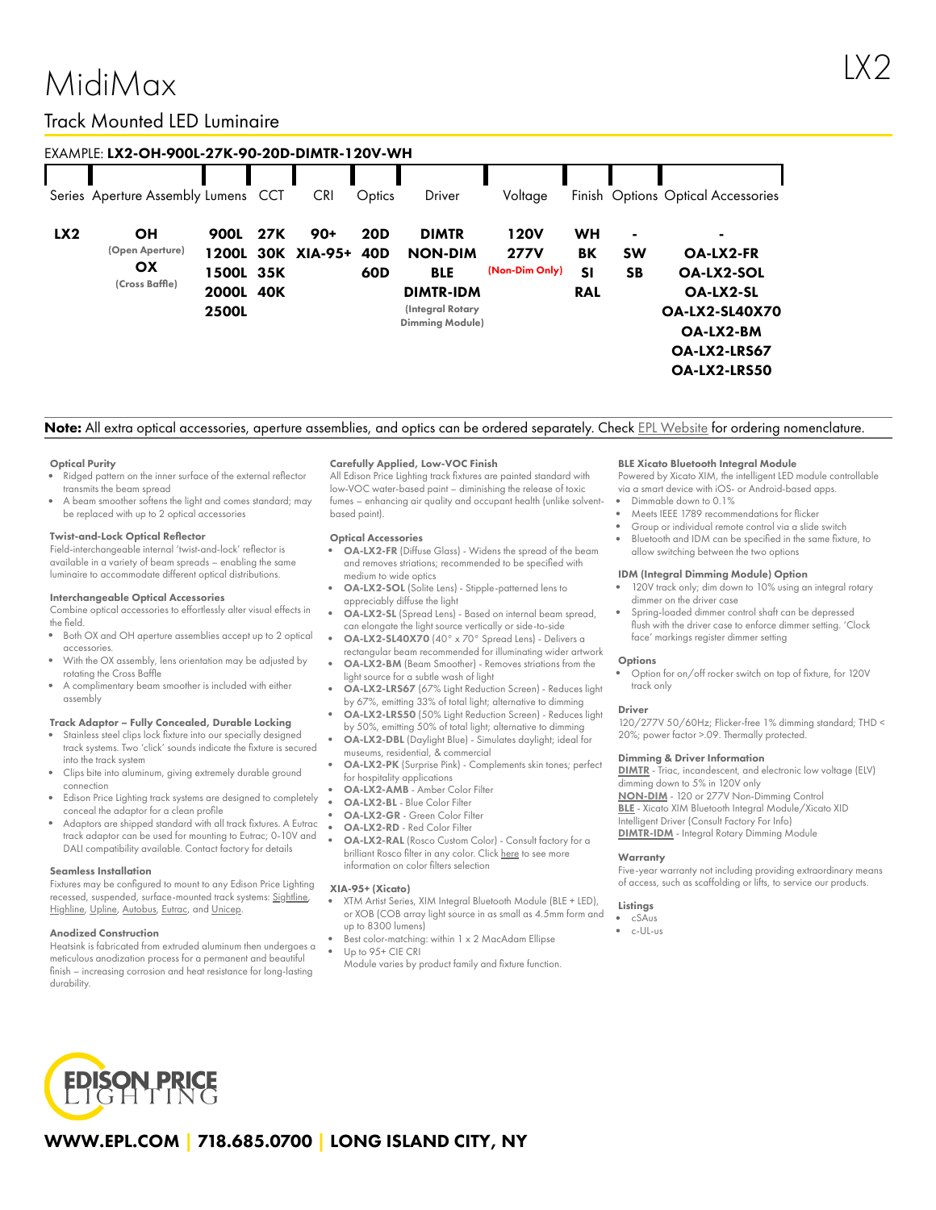# MidiMax

LX2

## Track Mounted LED Luminaire

EXAMPLE: **LX2-OH-900L-27K-90-20D-DIMTR-120V-WH**

| Series | Aperture Assembly | Lumens | CCT | CRI | Optics | Driver | Voltage | Finish | Options | Optical Accessories |
|---|---|---|---|---|---|---|---|---|---|---|
| **LX2** | **OH** (Open Aperture) | **900L** | **27K** | **90+** | **20D** | **DIMTR** | **120V** | **WH** | **-** | **-** |
| | **OX** (Cross Baffle) | **1200L** | **30K** | **XIA-95+** | **40D** | **NON-DIM** | **277V** (Non-Dim Only) | **BK** | **SW** | **OA-LX2-FR** |
| | | **1500L** | **35K** | | **60D** | **BLE** | | **SI** | **SB** | **OA-LX2-SOL** |
| | | **2000L** | **40K** | | | **DIMTR-IDM** (Integral Rotary Dimming Module) | | **RAL** | | **OA-LX2-SL** |
| | | **2500L** | | | | | | | | **OA-LX2-SL40X70** |
| | | | | | | | | | | **OA-LX2-BM** |
| | | | | | | | | | | **OA-LX2-LRS67** |
| | | | | | | | | | | **OA-LX2-LRS50** |

**Note:** All extra optical accessories, aperture assemblies, and optics can be ordered separately. Check EPL Website for ordering nomenclature.

#### Optical Purity
- Ridged pattern on the inner surface of the external reflector transmits the beam spread
- A beam smoother softens the light and comes standard; may be replaced with up to 2 optical accessories

#### Twist-and-Lock Optical Reflector
Field-interchangeable internal 'twist-and-lock' reflector is available in a variety of beam spreads – enabling the same luminaire to accommodate different optical distributions.

#### Interchangeable Optical Accessories
Combine optical accessories to effortlessly alter visual effects in the field.
- Both OX and OH aperture assemblies accept up to 2 optical accessories.
- With the OX assembly, lens orientation may be adjusted by rotating the Cross Baffle
- A complimentary beam smoother is included with either assembly

#### Track Adaptor – Fully Concealed, Durable Locking
- Stainless steel clips lock fixture into our specially designed track systems. Two 'click' sounds indicate the fixture is secured into the track system
- Clips bite into aluminum, giving extremely durable ground connection
- Edison Price Lighting track systems are designed to completely conceal the adaptor for a clean profile
- Adaptors are shipped standard with all track fixtures. A Eutrac track adaptor can be used for mounting to Eutrac; 0-10V and DALI compatibility available. Contact factory for details

#### Seamless Installation
Fixtures may be configured to mount to any Edison Price Lighting recessed, suspended, surface-mounted track systems: Sightline, Highline, Upline, Autobus, Eutrac, and Unicep.

#### Anodized Construction
Heatsink is fabricated from extruded aluminum then undergoes a meticulous anodization process for a permanent and beautiful finish – increasing corrosion and heat resistance for long-lasting durability.

#### Carefully Applied, Low-VOC Finish
All Edison Price Lighting track fixtures are painted standard with low-VOC water-based paint – diminishing the release of toxic fumes – enhancing air quality and occupant health (unlike solvent-based paint).

#### Optical Accessories
- **OA-LX2-FR** (Diffuse Glass) - Widens the spread of the beam and removes striations; recommended to be specified with medium to wide optics
- **OA-LX2-SOL** (Solite Lens) - Stipple-patterned lens to appreciably diffuse the light
- **OA-LX2-SL** (Spread Lens) - Based on internal beam spread, can elongate the light source vertically or side-to-side
- **OA-LX2-SL40X70** (40° x 70° Spread Lens) - Delivers a rectangular beam recommended for illuminating wider artwork
- **OA-LX2-BM** (Beam Smoother) - Removes striations from the light source for a subtle wash of light
- **OA-LX2-LRS67** (67% Light Reduction Screen) - Reduces light by 67%, emitting 33% of total light; alternative to dimming
- **OA-LX2-LRS50** (50% Light Reduction Screen) - Reduces light by 50%, emitting 50% of total light; alternative to dimming
- **OA-LX2-DBL** (Daylight Blue) - Simulates daylight; ideal for museums, residential, & commercial
- **OA-LX2-PK** (Surprise Pink) - Complements skin tones; perfect for hospitality applications
- **OA-LX2-AMB** - Amber Color Filter
- **OA-LX2-BL** - Blue Color Filter
- **OA-LX2-GR** - Green Color Filter
- **OA-LX2-RD** - Red Color Filter
- **OA-LX2-RAL** (Rosco Custom Color) - Consult factory for a brilliant Rosco filter in any color. Click here to see more information on color filters selection

#### XIA-95+ (Xicato)
- XTM Artist Series, XIM Integral Bluetooth Module (BLE + LED), or XOB (COB array light source in as small as 4.5mm form and up to 8300 lumens)
- Best color-matching: within 1 x 2 MacAdam Ellipse
- Up to 95+ CIE CRI

Module varies by product family and fixture function.

#### BLE Xicato Bluetooth Integral Module
Powered by Xicato XIM, the intelligent LED module controllable via a smart device with iOS- or Android-based apps.
- Dimmable down to 0.1%
- Meets IEEE 1789 recommendations for flicker
- Group or individual remote control via a slide switch
- Bluetooth and IDM can be specified in the same fixture, to allow switching between the two options

#### IDM (Integral Dimming Module) Option
- 120V track only; dim down to 10% using an integral rotary dimmer on the driver case
- Spring-loaded dimmer control shaft can be depressed flush with the driver case to enforce dimmer setting. 'Clock face' markings register dimmer setting

#### Options
- Option for on/off rocker switch on top of fixture, for 120V track only

#### Driver
120/277V 50/60Hz; Flicker-free 1% dimming standard; THD < 20%; power factor >.09. Thermally protected.

#### Dimming & Driver Information
**DIMTR** - Triac, incandescent, and electronic low voltage (ELV) dimming down to 5% in 120V only
**NON-DIM** - 120 or 277V Non-Dimming Control
**BLE** - Xicato XIM Bluetooth Integral Module/Xicato XID Intelligent Driver (Consult Factory For Info)
**DIMTR-IDM** - Integral Rotary Dimming Module

#### Warranty
Five-year warranty not including providing extraordinary means of access, such as scaffolding or lifts, to service our products.

#### Listings
- cSAus
- c-UL-us

EDISON PRICE LIGHTING

**WWW.EPL.COM | 718.685.0700 | LONG ISLAND CITY, NY**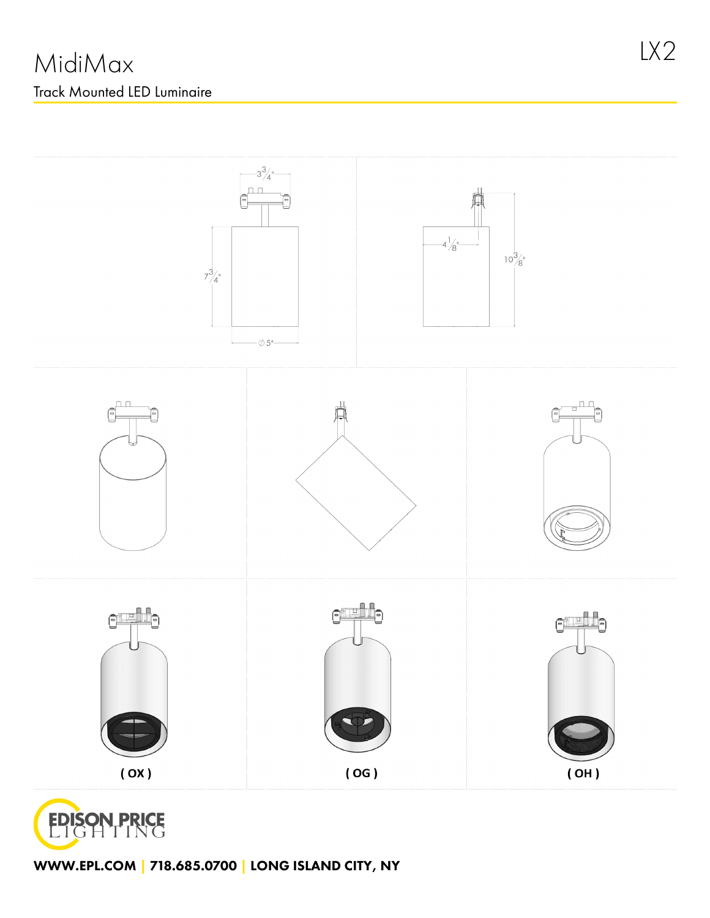# MidiMax

LX2

Track Mounted LED Luminaire

$3\frac{3}{4}$"

$7\frac{3}{4}$"

$\varnothing$ 5"

$4\frac{1}{8}$"

$10\frac{3}{8}$"

( OX )

( OG )

( OH )

EDISON PRICE LIGHTING

**WWW.EPL.COM | 718.685.0700 | LONG ISLAND CITY, NY**